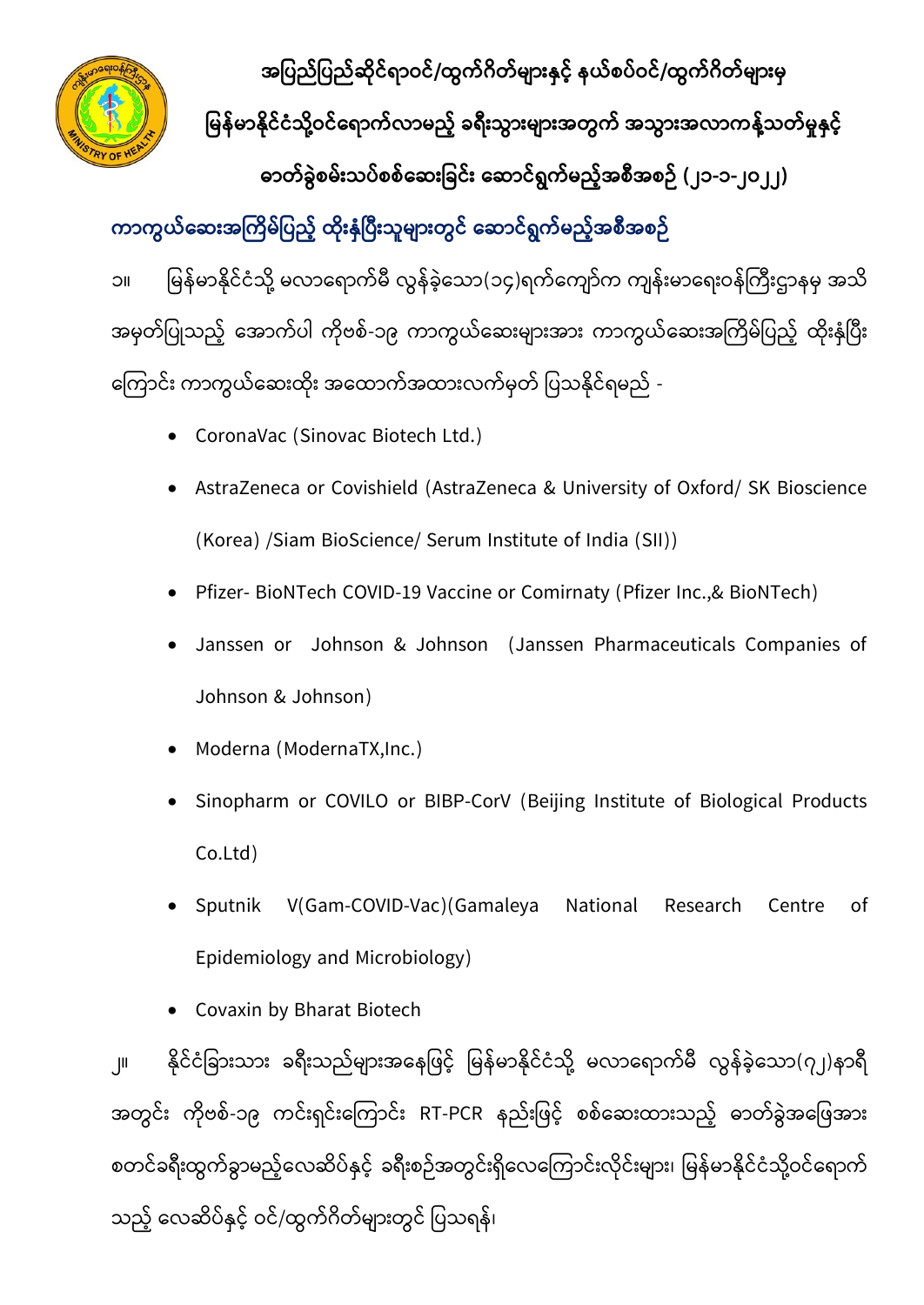# အပြည်ပြည်ဆိုင်ရာဝင်/ထွက်ဂိတ်များနှင့် နယ်စပ်ဝင်/ထွက်ဂိတ်များမှ မြန်မာနိုင်ငံသို့ဝင်ရောက်လာမည့် ခရီးသွားများအတွက် အသွားအလာကန့်သတ်မှုနှင့် ဓာတ်ခွဲစမ်းသပ်စစ်ဆေးခြင်း ဆောင်ရွက်မည့်အစီအစဉ် (၂၁-၁-၂၀၂၂)

## ကာကွယ်ဆေးအကြိမ်ပြည့် ထိုးနှံပြီးသူများတွင် ဆောင်ရွက်မည့်အစီအစဉ်

၁။ မြန်မာနိုင်ငံသို့ မလာရောက်မီ လွန်ခဲ့သော(၁၄)ရက်ကျော်က ကျန်းမာရေးဝန်ကြီးဌာနမှ အသိအမှတ်ပြုသည့် အောက်ပါ ကိုဗစ်-၁၉ ကာကွယ်ဆေးများအား ကာကွယ်ဆေးအကြိမ်ပြည့် ထိုးနှံပြီးကြောင်း ကာကွယ်ဆေးထိုး အထောက်အထားလက်မှတ် ပြသနိုင်ရမည် -

- CoronaVac (Sinovac Biotech Ltd.)
- AstraZeneca or Covishield (AstraZeneca & University of Oxford/ SK Bioscience (Korea) /Siam BioScience/ Serum Institute of India (SII))
- Pfizer- BioNTech COVID-19 Vaccine or Comirnaty (Pfizer Inc.,& BioNTech)
- Janssen or Johnson & Johnson (Janssen Pharmaceuticals Companies of Johnson & Johnson)
- Moderna (ModernaTX,Inc.)
- Sinopharm or COVILO or BIBP-CorV (Beijing Institute of Biological Products Co.Ltd)
- Sputnik V(Gam-COVID-Vac)(Gamaleya National Research Centre of Epidemiology and Microbiology)
- Covaxin by Bharat Biotech

၂။ နိုင်ငံခြားသား ခရီးသည်များအနေဖြင့် မြန်မာနိုင်ငံသို့ မလာရောက်မီ လွန်ခဲ့သော(၇၂)နာရီအတွင်း ကိုဗစ်-၁၉ ကင်းရှင်းကြောင်း RT-PCR နည်းဖြင့် စစ်ဆေးထားသည့် ဓာတ်ခွဲအဖြေအား စတင်ခရီးထွက်ခွာမည့်လေဆိပ်နှင့် ခရီးစဉ်အတွင်းရှိလေကြောင်းလိုင်းများ၊ မြန်မာနိုင်ငံသို့ဝင်ရောက်သည့် လေဆိပ်နှင့် ဝင်/ထွက်ဂိတ်များတွင် ပြသရန်၊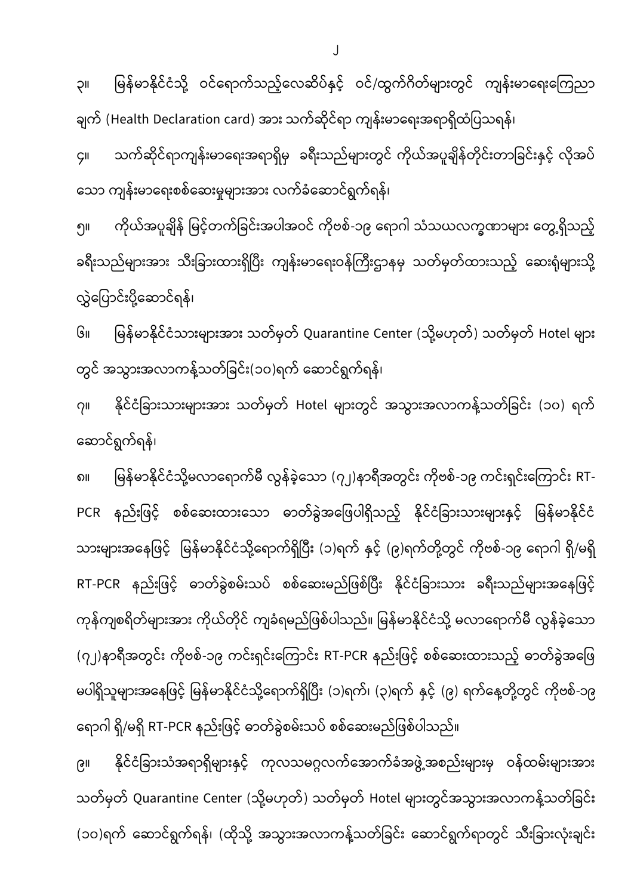၃။ မြန်မာနိုင်ငံသို့ ဝင်ရောက်သည့်လေဆိပ်နှင့် ဝင်/ထွက်ဂိတ်များတွင် ကျန်းမာရေးကြေညာချက် (Health Declaration card) အား သက်ဆိုင်ရာ ကျန်းမာရေးအရာရှိထံပြသရန်၊

၄။ သက်ဆိုင်ရာကျန်းမာရေးအရာရှိမှ ခရီးသည်များတွင် ကိုယ်အပူချိန်တိုင်းတာခြင်းနှင့် လိုအပ်သော ကျန်းမာရေးစစ်ဆေးမှုများအား လက်ခံဆောင်ရွက်ရန်၊

၅။ ကိုယ်အပူချိန် မြင့်တက်ခြင်းအပါအဝင် ကိုဗစ်-၁၉ ရောဂါ သံသယလက္ခဏာများ တွေ့ရှိသည့် ခရီးသည်များအား သီးခြားထားရှိပြီး ကျန်းမာရေးဝန်ကြီးဌာနမှ သတ်မှတ်ထားသည့် ဆေးရုံများသို့ လွှဲပြောင်းပို့ဆောင်ရန်၊

၆။ မြန်မာနိုင်ငံသားများအား သတ်မှတ် Quarantine Center (သို့မဟုတ်) သတ်မှတ် Hotel များတွင် အသွားအလာကန့်သတ်ခြင်း(၁၀)ရက် ဆောင်ရွက်ရန်၊

၇။ နိုင်ငံခြားသားများအား သတ်မှတ် Hotel များတွင် အသွားအလာကန့်သတ်ခြင်း (၁၀) ရက် ဆောင်ရွက်ရန်၊

၈။ မြန်မာနိုင်ငံသို့မလာရောက်မီ လွန်ခဲ့သော (၇၂)နာရီအတွင်း ကိုဗစ်-၁၉ ကင်းရှင်းကြောင်း RT-PCR နည်းဖြင့် စစ်ဆေးထားသော ဓာတ်ခွဲအဖြေပါရှိသည့် နိုင်ငံခြားသားများနှင့် မြန်မာနိုင်ငံသားများအနေဖြင့် မြန်မာနိုင်ငံသို့ရောက်ရှိပြီး (၁)ရက် နှင့် (၉)ရက်တို့တွင် ကိုဗစ်-၁၉ ရောဂါ ရှိ/မရှိ RT-PCR နည်းဖြင့် ဓာတ်ခွဲစမ်းသပ် စစ်ဆေးမည်ဖြစ်ပြီး နိုင်ငံခြားသား ခရီးသည်များအနေဖြင့် ကုန်ကျစရိတ်များအား ကိုယ်တိုင် ကျခံရမည်ဖြစ်ပါသည်။ မြန်မာနိုင်ငံသို့ မလာရောက်မီ လွန်ခဲ့သော (၇၂)နာရီအတွင်း ကိုဗစ်-၁၉ ကင်းရှင်းကြောင်း RT-PCR နည်းဖြင့် စစ်ဆေးထားသည့် ဓာတ်ခွဲအဖြေ မပါရှိသူများအနေဖြင့် မြန်မာနိုင်ငံသို့ရောက်ရှိပြီး (၁)ရက်၊ (၃)ရက် နှင့် (၉) ရက်နေ့တို့တွင် ကိုဗစ်-၁၉ ရောဂါ ရှိ/မရှိ RT-PCR နည်းဖြင့် ဓာတ်ခွဲစမ်းသပ် စစ်ဆေးမည်ဖြစ်ပါသည်။

၉။ နိုင်ငံခြားသံအရာရှိများနှင့် ကုလသမဂ္ဂလက်အောက်ခံအဖွဲ့အစည်းများမှ ဝန်ထမ်းများအား သတ်မှတ် Quarantine Center (သို့မဟုတ်) သတ်မှတ် Hotel များတွင်အသွားအလာကန့်သတ်ခြင်း (၁၀)ရက် ဆောင်ရွက်ရန်၊ (ထိုသို့ အသွားအလာကန့်သတ်ခြင်း ဆောင်ရွက်ရာတွင် သီးခြားလုံးချင်း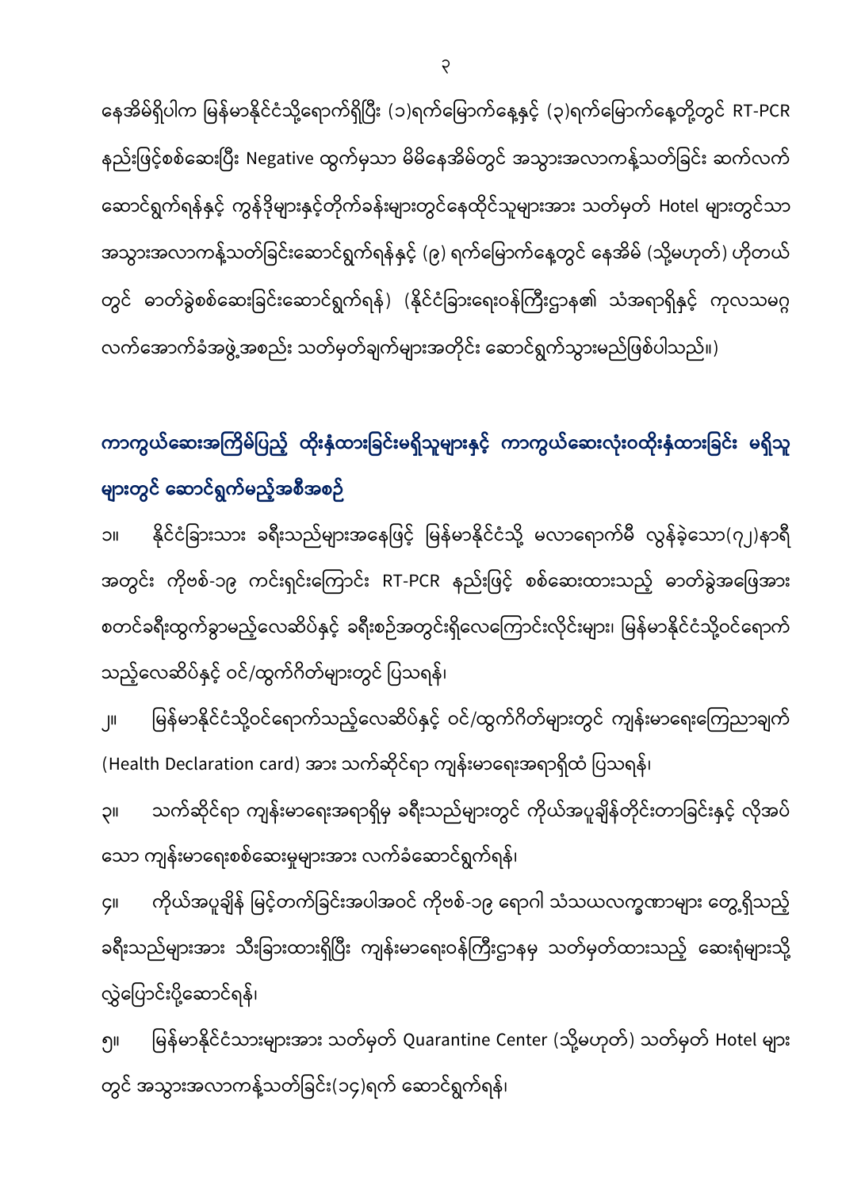နေအိမ်ရှိပါက မြန်မာနိုင်ငံသို့ရောက်ရှိပြီး (၁)ရက်မြောက်နေ့နှင့် (၃)ရက်မြောက်နေ့တို့တွင် RT-PCR နည်းဖြင့်စစ်ဆေးပြီး Negative ထွက်မှသာ မိမိနေအိမ်တွင် အသွားအလာကန့်သတ်ခြင်း ဆက်လက်ဆောင်ရွက်ရန်နှင့် ကွန်ဒိုများနှင့်တိုက်ခန်းများတွင်နေထိုင်သူများအား သတ်မှတ် Hotel များတွင်သာ အသွားအလာကန့်သတ်ခြင်းဆောင်ရွက်ရန်နှင့် (၉) ရက်မြောက်နေ့တွင် နေအိမ် (သို့မဟုတ်) ဟိုတယ်တွင် ဓာတ်ခွဲစစ်ဆေးခြင်းဆောင်ရွက်ရန်) (နိုင်ငံခြားရေးဝန်ကြီးဌာန၏ သံအရာရှိနှင့် ကုလသမဂ္ဂလက်အောက်ခံအဖွဲ့အစည်း သတ်မှတ်ချက်များအတိုင်း ဆောင်ရွက်သွားမည်ဖြစ်ပါသည်။)

## ကာကွယ်ဆေးအကြိမ်ပြည့် ထိုးနှံထားခြင်းမရှိသူများနှင့် ကာကွယ်ဆေးလုံးဝထိုးနှံထားခြင်း မရှိသူများတွင် ဆောင်ရွက်မည့်အစီအစဉ်

၁။ နိုင်ငံခြားသား ခရီးသည်များအနေဖြင့် မြန်မာနိုင်ငံသို့ မလာရောက်မီ လွန်ခဲ့သော(၇၂)နာရီအတွင်း ကိုဗစ်-၁၉ ကင်းရှင်းကြောင်း RT-PCR နည်းဖြင့် စစ်ဆေးထားသည့် ဓာတ်ခွဲအဖြေအား စတင်ခရီးထွက်ခွာမည့်လေဆိပ်နှင့် ခရီးစဉ်အတွင်းရှိလေကြောင်းလိုင်းများ၊ မြန်မာနိုင်ငံသို့ဝင်ရောက်သည့်လေဆိပ်နှင့် ဝင်/ထွက်ဂိတ်များတွင် ပြသရန်၊

၂။ မြန်မာနိုင်ငံသို့ဝင်ရောက်သည့်လေဆိပ်နှင့် ဝင်/ထွက်ဂိတ်များတွင် ကျန်းမာရေးကြေညာချက် (Health Declaration card) အား သက်ဆိုင်ရာ ကျန်းမာရေးအရာရှိထံ ပြသရန်၊

၃။ သက်ဆိုင်ရာ ကျန်းမာရေးအရာရှိမှ ခရီးသည်များတွင် ကိုယ်အပူချိန်တိုင်းတာခြင်းနှင့် လိုအပ်သော ကျန်းမာရေးစစ်ဆေးမှုများအား လက်ခံဆောင်ရွက်ရန်၊

၄။ ကိုယ်အပူချိန် မြင့်တက်ခြင်းအပါအဝင် ကိုဗစ်-၁၉ ရောဂါ သံသယလက္ခဏာများ တွေ့ရှိသည့် ခရီးသည်များအား သီးခြားထားရှိပြီး ကျန်းမာရေးဝန်ကြီးဌာနမှ သတ်မှတ်ထားသည့် ဆေးရုံများသို့ လွှဲပြောင်းပို့ဆောင်ရန်၊

၅။ မြန်မာနိုင်ငံသားများအား သတ်မှတ် Quarantine Center (သို့မဟုတ်) သတ်မှတ် Hotel များတွင် အသွားအလာကန့်သတ်ခြင်း(၁၄)ရက် ဆောင်ရွက်ရန်၊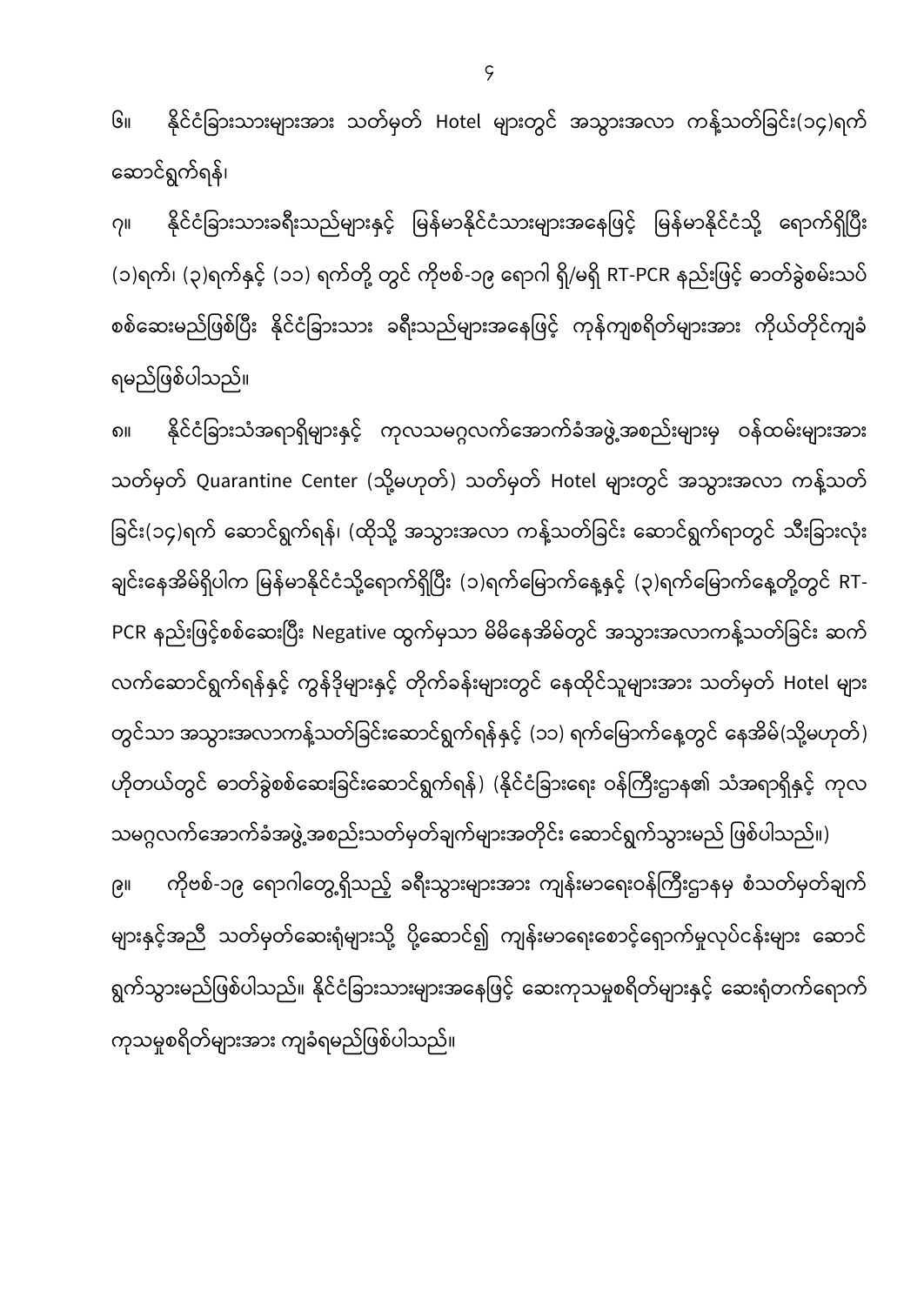၆။ နိုင်ငံခြားသားများအား သတ်မှတ် Hotel များတွင် အသွားအလာ ကန့်သတ်ခြင်း(၁၄)ရက် ဆောင်ရွက်ရန်၊

၇။ နိုင်ငံခြားသားခရီးသည်များနှင့် မြန်မာနိုင်ငံသားများအနေဖြင့် မြန်မာနိုင်ငံသို့ ရောက်ရှိပြီး (၁)ရက်၊ (၃)ရက်နှင့် (၁၁) ရက်တို့ တွင် ကိုဗစ်-၁၉ ရောဂါ ရှိ/မရှိ RT-PCR နည်းဖြင့် ဓာတ်ခွဲစမ်းသပ် စစ်ဆေးမည်ဖြစ်ပြီး နိုင်ငံခြားသား ခရီးသည်များအနေဖြင့် ကုန်ကျစရိတ်များအား ကိုယ်တိုင်ကျခံ ရမည်ဖြစ်ပါသည်။

၈။ နိုင်ငံခြားသံအရာရှိများနှင့် ကုလသမဂ္ဂလက်အောက်ခံအဖွဲ့အစည်းများမှ ဝန်ထမ်းများအား သတ်မှတ် Quarantine Center (သို့မဟုတ်) သတ်မှတ် Hotel များတွင် အသွားအလာ ကန့်သတ် ခြင်း(၁၄)ရက် ဆောင်ရွက်ရန်၊ (ထိုသို့ အသွားအလာ ကန့်သတ်ခြင်း ဆောင်ရွက်ရာတွင် သီးခြားလုံး ချင်းနေအိမ်ရှိပါက မြန်မာနိုင်ငံသို့ရောက်ရှိပြီး (၁)ရက်မြောက်နေ့နှင့် (၃)ရက်မြောက်နေ့တို့တွင် RT-PCR နည်းဖြင့်စစ်ဆေးပြီး Negative ထွက်မှသာ မိမိနေအိမ်တွင် အသွားအလာကန့်သတ်ခြင်း ဆက် လက်ဆောင်ရွက်ရန်နှင့် ကွန်ဒိုများနှင့် တိုက်ခန်းများတွင် နေထိုင်သူများအား သတ်မှတ် Hotel များ တွင်သာ အသွားအလာကန့်သတ်ခြင်းဆောင်ရွက်ရန်နှင့် (၁၁) ရက်မြောက်နေ့တွင် နေအိမ်(သို့မဟုတ်) ဟိုတယ်တွင် ဓာတ်ခွဲစစ်ဆေးခြင်းဆောင်ရွက်ရန်) (နိုင်ငံခြားရေး ဝန်ကြီးဌာန၏ သံအရာရှိနှင့် ကုလ သမဂ္ဂလက်အောက်ခံအဖွဲ့အစည်းသတ်မှတ်ချက်များအတိုင်း ဆောင်ရွက်သွားမည် ဖြစ်ပါသည်။)

၉။ ကိုဗစ်-၁၉ ရောဂါတွေ့ရှိသည့် ခရီးသွားများအား ကျန်းမာရေးဝန်ကြီးဌာနမှ စံသတ်မှတ်ချက် များနှင့်အညီ သတ်မှတ်ဆေးရုံများသို့ ပို့ဆောင်၍ ကျန်းမာရေးစောင့်ရှောက်မှုလုပ်ငန်းများ ဆောင် ရွက်သွားမည်ဖြစ်ပါသည်။ နိုင်ငံခြားသားများအနေဖြင့် ဆေးကုသမှုစရိတ်များနှင့် ဆေးရုံတက်ရောက် ကုသမှုစရိတ်များအား ကျခံရမည်ဖြစ်ပါသည်။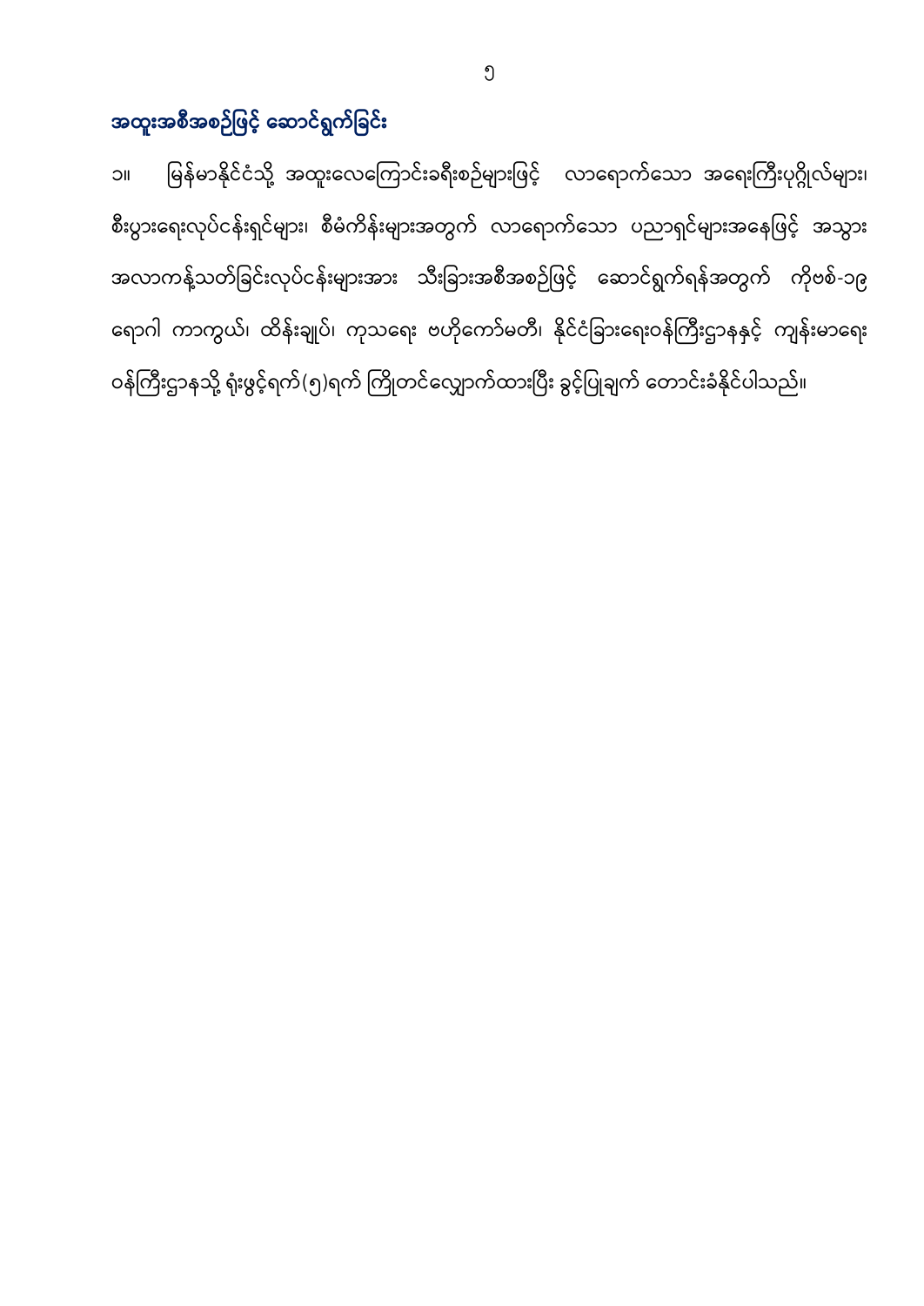## အထူးအစီအစဉ်ဖြင့် ဆောင်ရွက်ခြင်း

၁။ မြန်မာနိုင်ငံသို့ အထူးလေကြောင်းခရီးစဉ်များဖြင့် လာရောက်သော အရေးကြီးပုဂ္ဂိုလ်များ၊ စီးပွားရေးလုပ်ငန်းရှင်များ၊ စီမံကိန်းများအတွက် လာရောက်သော ပညာရှင်များအနေဖြင့် အသွားအလာကန့်သတ်ခြင်းလုပ်ငန်းများအား သီးခြားအစီအစဉ်ဖြင့် ဆောင်ရွက်ရန်အတွက် ကိုဗစ်-၁၉ ရောဂါ ကာကွယ်၊ ထိန်းချုပ်၊ ကုသရေး ဗဟိုကော်မတီ၊ နိုင်ငံခြားရေးဝန်ကြီးဌာနနှင့် ကျန်းမာရေးဝန်ကြီးဌာနသို့ ရုံးဖွင့်ရက်(၅)ရက် ကြိုတင်လျှောက်ထားပြီး ခွင့်ပြုချက် တောင်းခံနိုင်ပါသည်။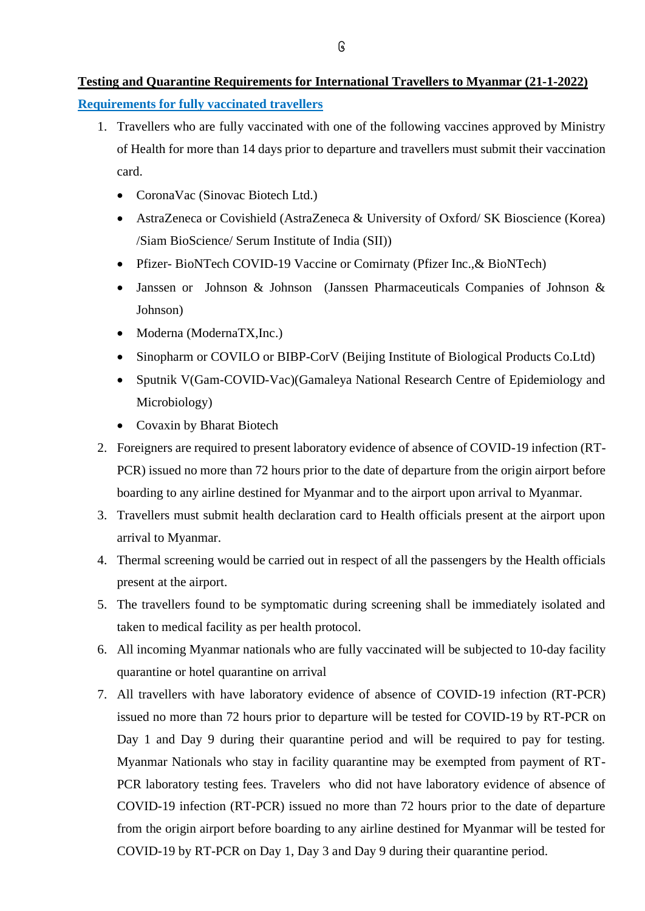**Testing and Quarantine Requirements for International Travellers to Myanmar (21-1-2022)**

**Requirements for fully vaccinated travellers**

1. Travellers who are fully vaccinated with one of the following vaccines approved by Ministry of Health for more than 14 days prior to departure and travellers must submit their vaccination card.
   - CoronaVac (Sinovac Biotech Ltd.)
   - AstraZeneca or Covishield (AstraZeneca & University of Oxford/ SK Bioscience (Korea) /Siam BioScience/ Serum Institute of India (SII))
   - Pfizer- BioNTech COVID-19 Vaccine or Comirnaty (Pfizer Inc.,& BioNTech)
   - Janssen or Johnson & Johnson (Janssen Pharmaceuticals Companies of Johnson & Johnson)
   - Moderna (ModernaTX,Inc.)
   - Sinopharm or COVILO or BIBP-CorV (Beijing Institute of Biological Products Co.Ltd)
   - Sputnik V(Gam-COVID-Vac)(Gamaleya National Research Centre of Epidemiology and Microbiology)
   - Covaxin by Bharat Biotech
2. Foreigners are required to present laboratory evidence of absence of COVID-19 infection (RT-PCR) issued no more than 72 hours prior to the date of departure from the origin airport before boarding to any airline destined for Myanmar and to the airport upon arrival to Myanmar.
3. Travellers must submit health declaration card to Health officials present at the airport upon arrival to Myanmar.
4. Thermal screening would be carried out in respect of all the passengers by the Health officials present at the airport.
5. The travellers found to be symptomatic during screening shall be immediately isolated and taken to medical facility as per health protocol.
6. All incoming Myanmar nationals who are fully vaccinated will be subjected to 10-day facility quarantine or hotel quarantine on arrival
7. All travellers with have laboratory evidence of absence of COVID-19 infection (RT-PCR) issued no more than 72 hours prior to departure will be tested for COVID-19 by RT-PCR on Day 1 and Day 9 during their quarantine period and will be required to pay for testing. Myanmar Nationals who stay in facility quarantine may be exempted from payment of RT-PCR laboratory testing fees. Travelers who did not have laboratory evidence of absence of COVID-19 infection (RT-PCR) issued no more than 72 hours prior to the date of departure from the origin airport before boarding to any airline destined for Myanmar will be tested for COVID-19 by RT-PCR on Day 1, Day 3 and Day 9 during their quarantine period.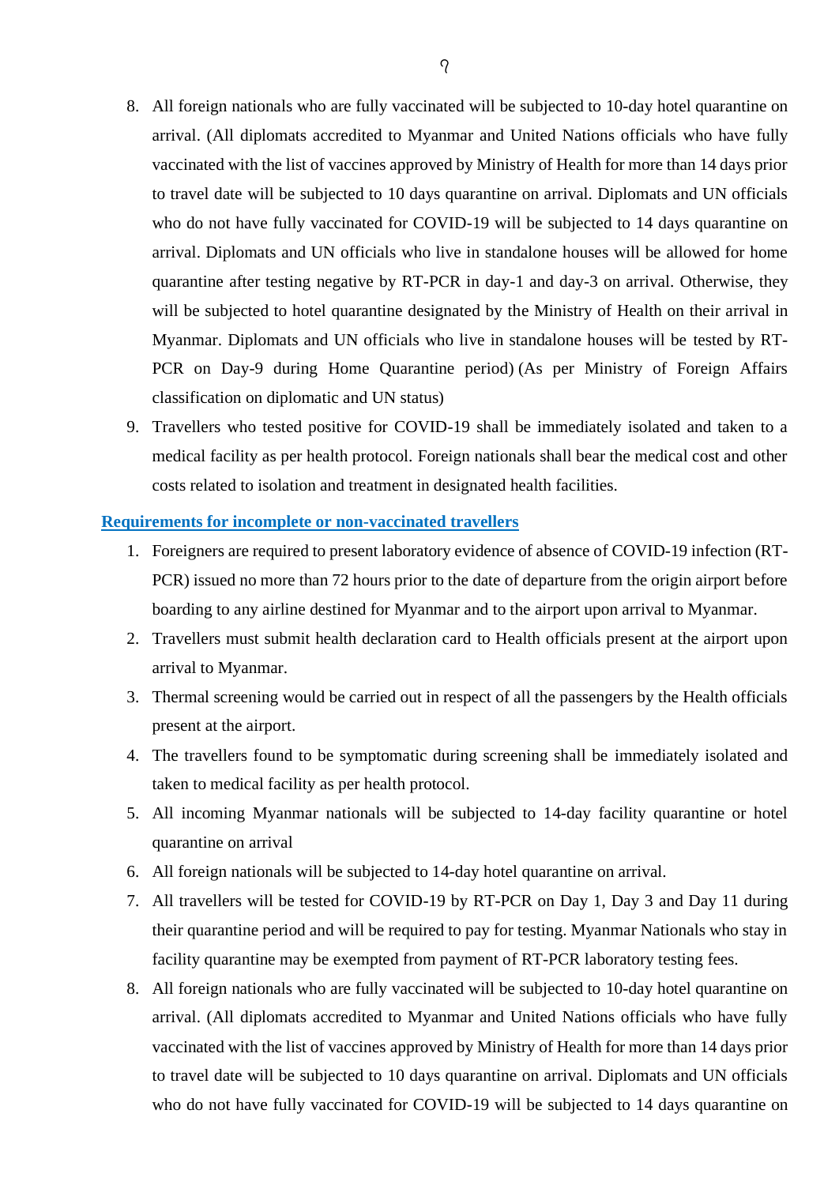8. All foreign nationals who are fully vaccinated will be subjected to 10-day hotel quarantine on arrival. (All diplomats accredited to Myanmar and United Nations officials who have fully vaccinated with the list of vaccines approved by Ministry of Health for more than 14 days prior to travel date will be subjected to 10 days quarantine on arrival. Diplomats and UN officials who do not have fully vaccinated for COVID-19 will be subjected to 14 days quarantine on arrival. Diplomats and UN officials who live in standalone houses will be allowed for home quarantine after testing negative by RT-PCR in day-1 and day-3 on arrival. Otherwise, they will be subjected to hotel quarantine designated by the Ministry of Health on their arrival in Myanmar. Diplomats and UN officials who live in standalone houses will be tested by RT-PCR on Day-9 during Home Quarantine period) (As per Ministry of Foreign Affairs classification on diplomatic and UN status)
9. Travellers who tested positive for COVID-19 shall be immediately isolated and taken to a medical facility as per health protocol. Foreign nationals shall bear the medical cost and other costs related to isolation and treatment in designated health facilities.

**Requirements for incomplete or non-vaccinated travellers**

1. Foreigners are required to present laboratory evidence of absence of COVID-19 infection (RT-PCR) issued no more than 72 hours prior to the date of departure from the origin airport before boarding to any airline destined for Myanmar and to the airport upon arrival to Myanmar.
2. Travellers must submit health declaration card to Health officials present at the airport upon arrival to Myanmar.
3. Thermal screening would be carried out in respect of all the passengers by the Health officials present at the airport.
4. The travellers found to be symptomatic during screening shall be immediately isolated and taken to medical facility as per health protocol.
5. All incoming Myanmar nationals will be subjected to 14-day facility quarantine or hotel quarantine on arrival
6. All foreign nationals will be subjected to 14-day hotel quarantine on arrival.
7. All travellers will be tested for COVID-19 by RT-PCR on Day 1, Day 3 and Day 11 during their quarantine period and will be required to pay for testing. Myanmar Nationals who stay in facility quarantine may be exempted from payment of RT-PCR laboratory testing fees.
8. All foreign nationals who are fully vaccinated will be subjected to 10-day hotel quarantine on arrival. (All diplomats accredited to Myanmar and United Nations officials who have fully vaccinated with the list of vaccines approved by Ministry of Health for more than 14 days prior to travel date will be subjected to 10 days quarantine on arrival. Diplomats and UN officials who do not have fully vaccinated for COVID-19 will be subjected to 14 days quarantine on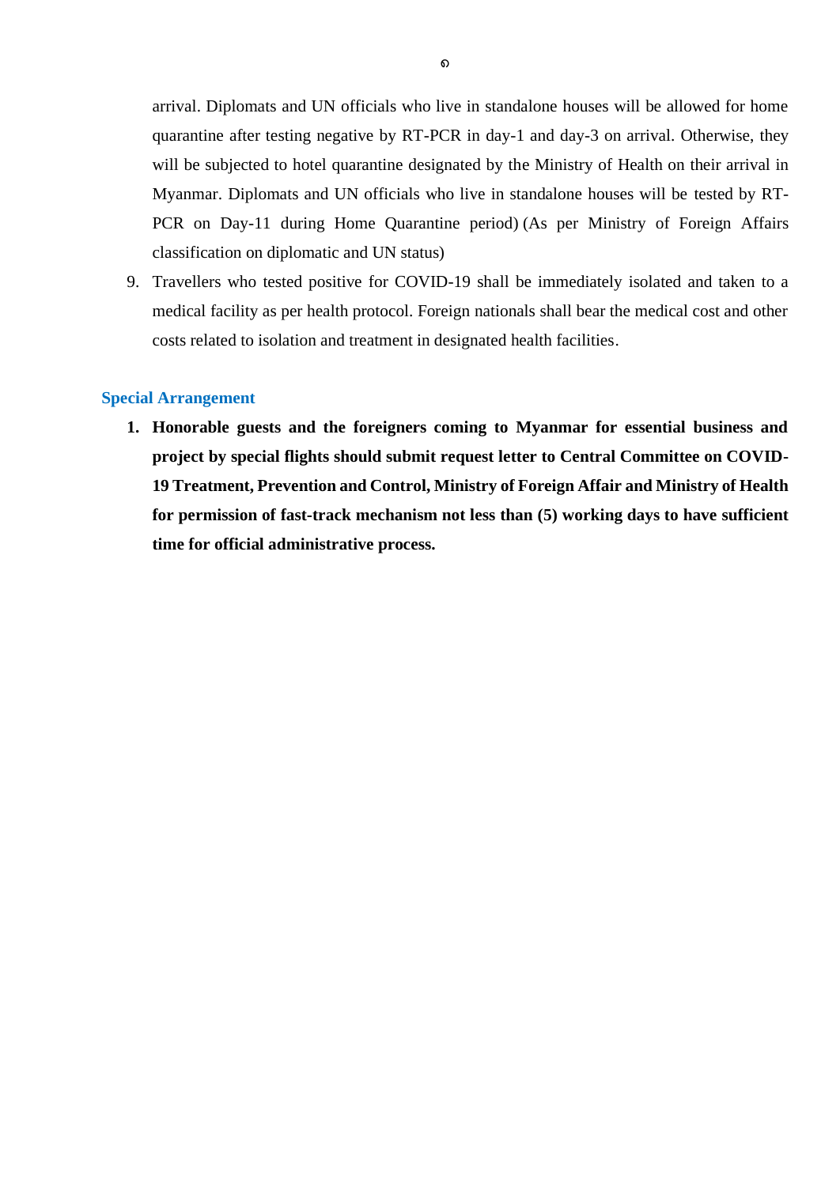arrival. Diplomats and UN officials who live in standalone houses will be allowed for home quarantine after testing negative by RT-PCR in day-1 and day-3 on arrival. Otherwise, they will be subjected to hotel quarantine designated by the Ministry of Health on their arrival in Myanmar. Diplomats and UN officials who live in standalone houses will be tested by RT-PCR on Day-11 during Home Quarantine period) (As per Ministry of Foreign Affairs classification on diplomatic and UN status)

9. Travellers who tested positive for COVID-19 shall be immediately isolated and taken to a medical facility as per health protocol. Foreign nationals shall bear the medical cost and other costs related to isolation and treatment in designated health facilities.

## Special Arrangement

1. **Honorable guests and the foreigners coming to Myanmar for essential business and project by special flights should submit request letter to Central Committee on COVID-19 Treatment, Prevention and Control, Ministry of Foreign Affair and Ministry of Health for permission of fast-track mechanism not less than (5) working days to have sufficient time for official administrative process.**